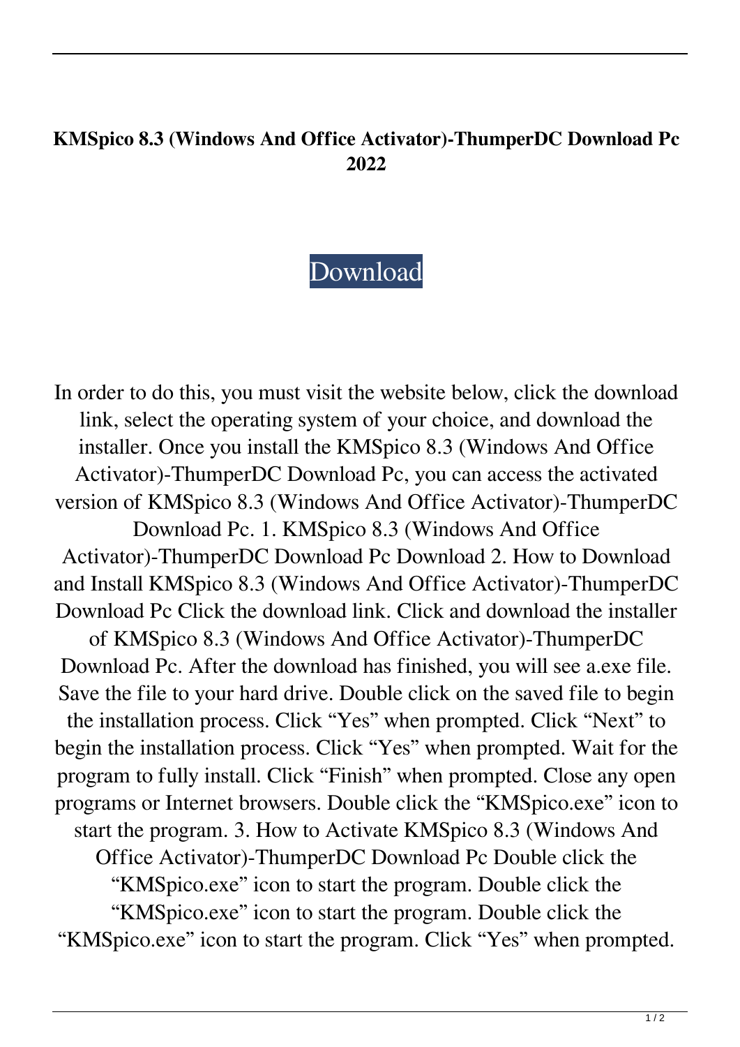**KMSpico 8.3 (Windows And Office Activator)-ThumperDC Download Pc 2022**

Download

In order to do this, you must visit the website below, click the download link, select the operating system of your choice, and download the installer. Once you install the KMSpico 8.3 (Windows And Office Activator)-ThumperDC Download Pc, you can access the activated version of KMSpico 8.3 (Windows And Office Activator)-ThumperDC Download Pc. 1. KMSpico 8.3 (Windows And Office Activator)-ThumperDC Download Pc Download 2. How to Download and Install KMSpico 8.3 (Windows And Office Activator)-ThumperDC Download Pc Click the download link. Click and download the installer of KMSpico 8.3 (Windows And Office Activator)-ThumperDC Download Pc. After the download has finished, you will see a.exe file. Save the file to your hard drive. Double click on the saved file to begin the installation process. Click “Yes” when prompted. Click “Next” to begin the installation process. Click “Yes” when prompted. Wait for the program to fully install. Click “Finish” when prompted. Close any open programs or Internet browsers. Double click the “KMSpico.exe” icon to start the program. 3. How to Activate KMSpico 8.3 (Windows And Office Activator)-ThumperDC Download Pc Double click the “KMSpico.exe” icon to start the program. Double click the “KMSpico.exe” icon to start the program. Double click the “KMSpico.exe” icon to start the program. Click “Yes” when prompted.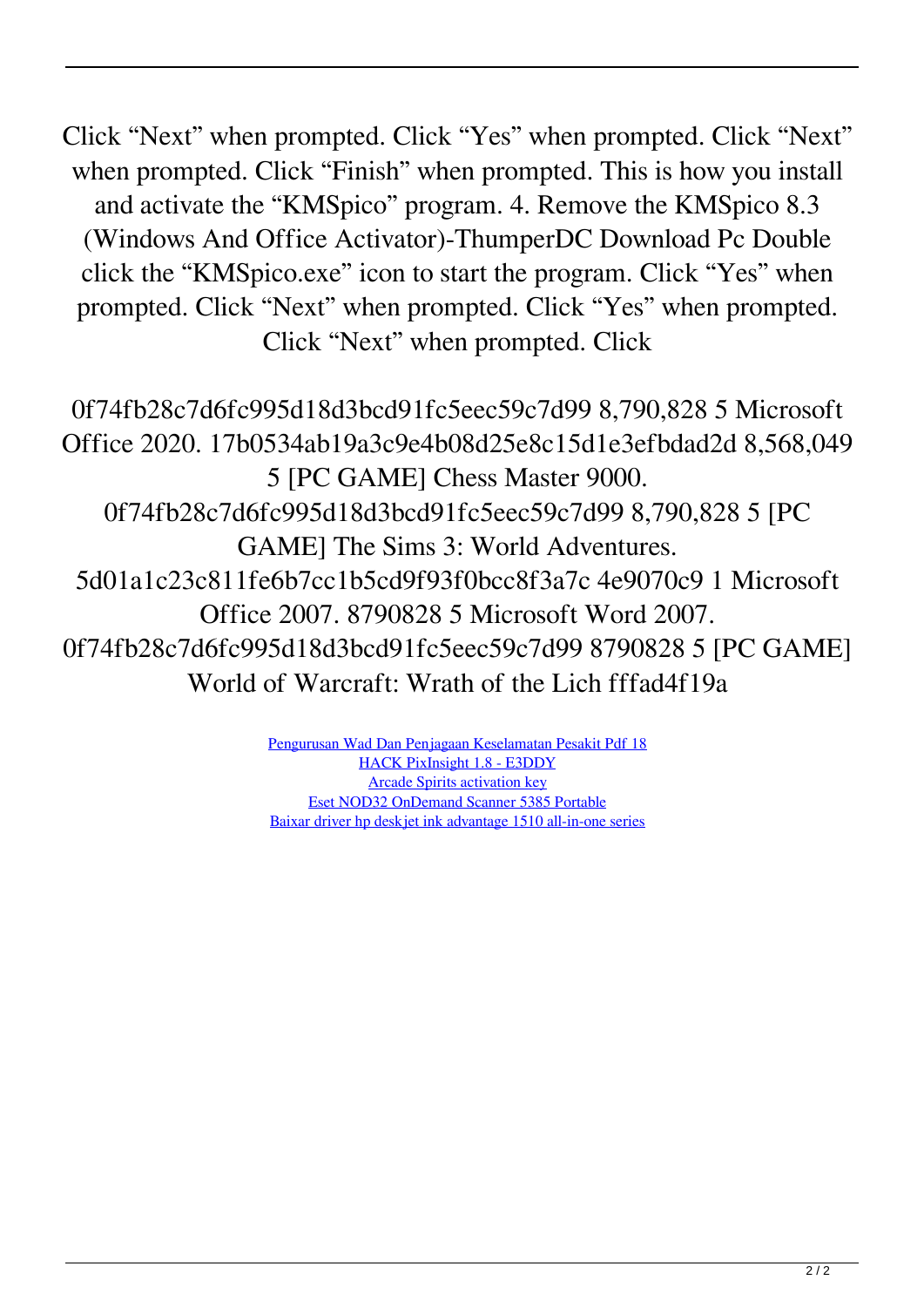Click "Next" when prompted. Click "Yes" when prompted. Click "Next" when prompted. Click "Finish" when prompted. This is how you install and activate the "KMSpico" program. 4. Remove the KMSpico 8.3 (Windows And Office Activator)-ThumperDC Download Pc Double click the "KMSpico.exe" icon to start the program. Click "Yes" when prompted. Click "Next" when prompted. Click "Yes" when prompted. Click "Next" when prompted. Click

0f74fb28c7d6fc995d18d3bcd91fc5eec59c7d99 8,790,828 5 Microsoft Office 2020. 17b0534ab19a3c9e4b08d25e8c15d1e3efbdad2d 8,568,049 5 [PC GAME] Chess Master 9000. 0f74fb28c7d6fc995d18d3bcd91fc5eec59c7d99 8,790,828 5 [PC GAME] The Sims 3: World Adventures. 5d01a1c23c811fe6b7cc1b5cd9f93f0bcc8f3a7c 4e9070c9 1 Microsoft Office 2007. 8790828 5 Microsoft Word 2007. 0f74fb28c7d6fc995d18d3bcd91fc5eec59c7d99 8790828 5 [PC GAME] World of Warcraft: Wrath of the Lich fffad4f19a

Pengurusan Wad Dan Penjagaan Keselamatan Pesakit Pdf 18
HACK PixInsight 1.8 - E3DDY
Arcade Spirits activation key
Eset NOD32 OnDemand Scanner 5385 Portable
Baixar driver hp deskjet ink advantage 1510 all-in-one series